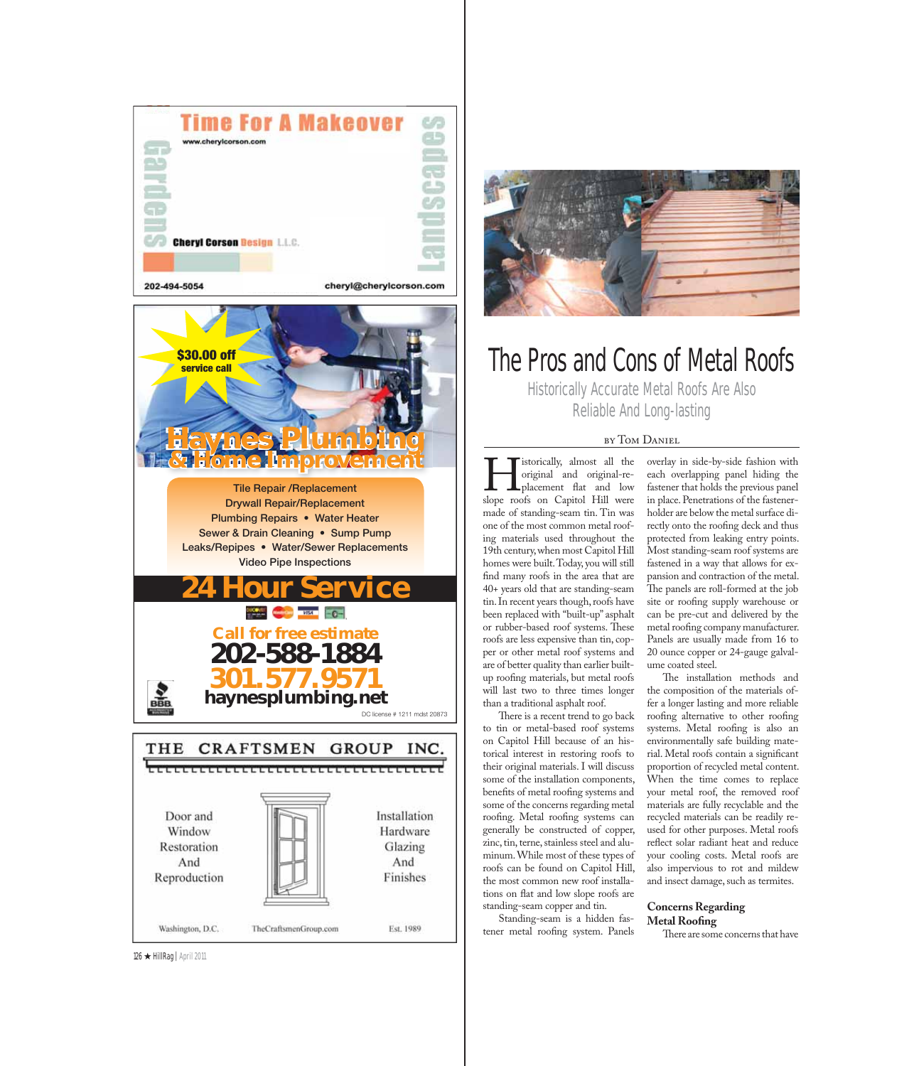Time For A Makeover

www.cherylcorson.com

Gardens

Landscapes

Cheryl Corson Design L.L.C.

202-494-5054

cheryl@cherylcorson.com

$30.00 off service call

Haynes Plumbing & Home Improvement

Tile Repair /Replacement
Drywall Repair/Replacement
Plumbing Repairs • Water Heater
Sewer & Drain Cleaning • Sump Pump
Leaks/Repipes • Water/Sewer Replacements
Video Pipe Inspections

24 Hour Service

Call for free estimate

202-588-1884

301.577.9571

haynesplumbing.net

DC license # 1211 mdst 20873

THE CRAFTSMEN GROUP INC.

Door and Window Restoration And Reproduction

Installation Hardware Glazing And Finishes

Washington, D.C. TheCraftsmenGroup.com Est. 1989

# The Pros and Cons of Metal Roofs

## Historically Accurate Metal Roofs Are Also Reliable And Long-lasting

BY TOM DANIEL

Historically, almost all the original and original-replacement flat and low slope roofs on Capitol Hill were made of standing-seam tin. Tin was one of the most common metal roofing materials used throughout the 19th century, when most Capitol Hill homes were built. Today, you will still find many roofs in the area that are 40+ years old that are standing-seam tin. In recent years though, roofs have been replaced with "built-up" asphalt or rubber-based roof systems. These roofs are less expensive than tin, copper or other metal roof systems and are of better quality than earlier built-up roofing materials, but metal roofs will last two to three times longer than a traditional asphalt roof.

There is a recent trend to go back to tin or metal-based roof systems on Capitol Hill because of an historical interest in restoring roofs to their original materials. I will discuss some of the installation components, benefits of metal roofing systems and some of the concerns regarding metal roofing. Metal roofing systems can generally be constructed of copper, zinc, tin, terne, stainless steel and aluminum. While most of these types of roofs can be found on Capitol Hill, the most common new roof installations on flat and low slope roofs are standing-seam copper and tin.

Standing-seam is a hidden fastener metal roofing system. Panels overlay in side-by-side fashion with each overlapping panel hiding the fastener that holds the previous panel in place. Penetrations of the fastener-holder are below the metal surface directly onto the roofing deck and thus protected from leaking entry points. Most standing-seam roof systems are fastened in a way that allows for expansion and contraction of the metal. The panels are roll-formed at the job site or roofing supply warehouse or can be pre-cut and delivered by the metal roofing company manufacturer. Panels are usually made from 16 to 20 ounce copper or 24-gauge galvalume coated steel.

The installation methods and the composition of the materials offer a longer lasting and more reliable roofing alternative to other roofing systems. Metal roofing is also an environmentally safe building material. Metal roofs contain a significant proportion of recycled metal content. When the time comes to replace your metal roof, the removed roof materials are fully recyclable and the recycled materials can be readily reused for other purposes. Metal roofs reflect solar radiant heat and reduce your cooling costs. Metal roofs are also impervious to rot and mildew and insect damage, such as termites.

### Concerns Regarding Metal Roofing

There are some concerns that have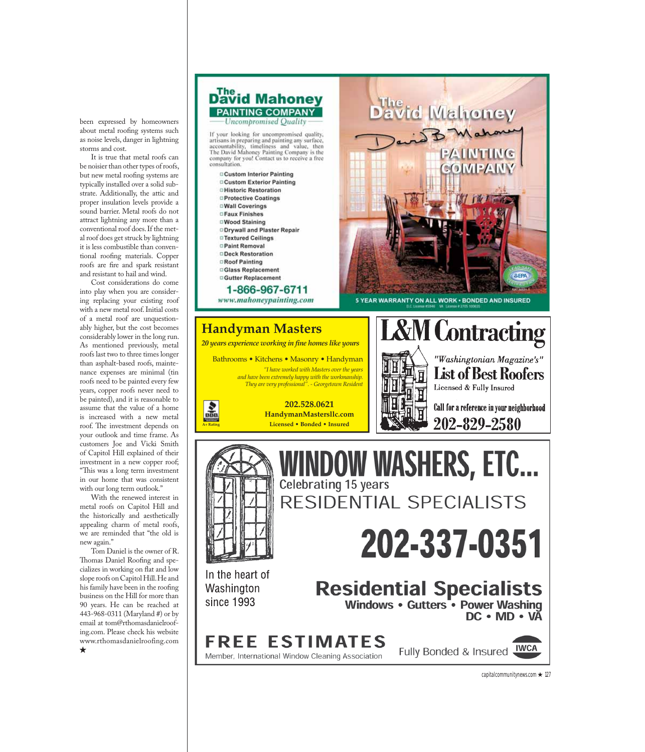been expressed by homeowners about metal roofing systems such as noise levels, danger in lightning storms and cost.

It is true that metal roofs can be noisier than other types of roofs, but new metal roofing systems are typically installed over a solid substrate. Additionally, the attic and proper insulation levels provide a sound barrier. Metal roofs do not attract lightning any more than a conventional roof does. If the metal roof does get struck by lightning it is less combustible than conventional roofing materials. Copper roofs are fire and spark resistant and resistant to hail and wind.

Cost considerations do come into play when you are considering replacing your existing roof with a new metal roof. Initial costs of a metal roof are unquestionably higher, but the cost becomes considerably lower in the long run. As mentioned previously, metal roofs last two to three times longer than asphalt-based roofs, maintenance expenses are minimal (tin roofs need to be painted every few years, copper roofs never need to be painted), and it is reasonable to assume that the value of a home is increased with a new metal roof. The investment depends on your outlook and time frame. As customers Joe and Vicki Smith of Capitol Hill explained of their investment in a new copper roof; "This was a long term investment in our home that was consistent with our long term outlook."

With the renewed interest in metal roofs on Capitol Hill and the historically and aesthetically appealing charm of metal roofs, we are reminded that "the old is new again."

Tom Daniel is the owner of R. Thomas Daniel Roofing and specializes in working on flat and low slope roofs on Capitol Hill. He and his family have been in the roofing business on the Hill for more than 90 years. He can be reached at 443-968-0311 (Maryland #) or by email at tom@rthomasdanielroofing.com. Please check his website www.rthomasdanielroofing.com ★

**The David Mahoney PAINTING COMPANY**
*Uncompromised Quality*

If your looking for uncompromised quality, artisans in preparing and painting any surface, accountability, timeliness and value, then The David Mahoney Painting Company is the company for you! Contact us to receive a free consultation.

- Custom Interior Painting
- Custom Exterior Painting
- Historic Restoration
- Protective Coatings
- Wall Coverings
- Faux Finishes
- Wood Staining
- Drywall and Plaster Repair
- Textured Ceilings
- Paint Removal
- Deck Restoration
- Roof Painting
- Glass Replacement
- Gutter Replacement

**1-866-967-6711**
*www.mahoneypainting.com*

5 YEAR WARRANTY ON ALL WORK • BONDED AND INSURED

**Handyman Masters**
*20 years experience working in fine homes like yours*

Bathrooms • Kitchens • Masonry • Handyman

*"I have worked with Masters over the years and have been extremely happy with the workmanship. They are very professional". - Georgetown Resident*

BBB A+ Rating

**202.528.0621**
**HandymanMastersllc.com**
**Licensed • Bonded • Insured**

**L&M Contracting**
*"Washingtonian Magazine's"*
**List of Best Roofers**
Licensed & Fully Insured
Call for a reference in your neighborhood
**202-829-2580**

**WINDOW WASHERS, ETC...**
Celebrating 15 years
RESIDENTIAL SPECIALISTS

**202-337-0351**

In the heart of Washington since 1993

**Residential Specialists**
**Windows • Gutters • Power Washing**
**DC • MD • VA**

**FREE ESTIMATES**
Member, International Window Cleaning Association

Fully Bonded & Insured IWCA